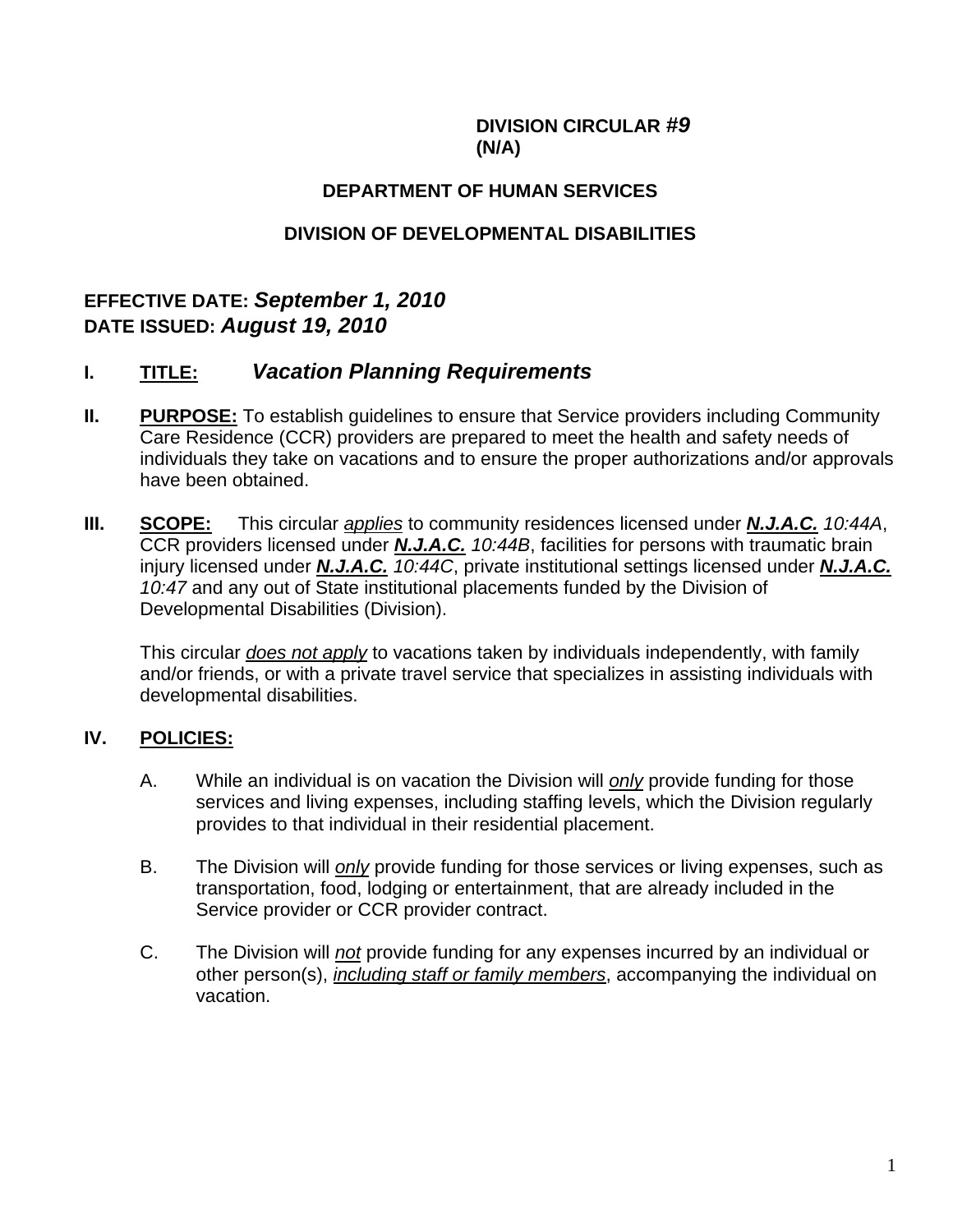**DIVISION CIRCULAR #*9***
**(N/A)**

**DEPARTMENT OF HUMAN SERVICES**

**DIVISION OF DEVELOPMENTAL DISABILITIES**

**EFFECTIVE DATE:** ***September 1, 2010***
**DATE ISSUED:** ***August 19, 2010***

## I. TITLE: *Vacation Planning Requirements*

**II. PURPOSE:** To establish guidelines to ensure that Service providers including Community Care Residence (CCR) providers are prepared to meet the health and safety needs of individuals they take on vacations and to ensure the proper authorizations and/or approvals have been obtained.

**III. SCOPE:** This circular *applies* to community residences licensed under ***N.J.A.C.*** *10:44A*, CCR providers licensed under ***N.J.A.C.*** *10:44B*, facilities for persons with traumatic brain injury licensed under ***N.J.A.C.*** *10:44C*, private institutional settings licensed under ***N.J.A.C.*** *10:47* and any out of State institutional placements funded by the Division of Developmental Disabilities (Division).

This circular *does not apply* to vacations taken by individuals independently, with family and/or friends, or with a private travel service that specializes in assisting individuals with developmental disabilities.

**IV. POLICIES:**

A. While an individual is on vacation the Division will *only* provide funding for those services and living expenses, including staffing levels, which the Division regularly provides to that individual in their residential placement.

B. The Division will *only* provide funding for those services or living expenses, such as transportation, food, lodging or entertainment, that are already included in the Service provider or CCR provider contract.

C. The Division will *not* provide funding for any expenses incurred by an individual or other person(s), *including staff or family members*, accompanying the individual on vacation.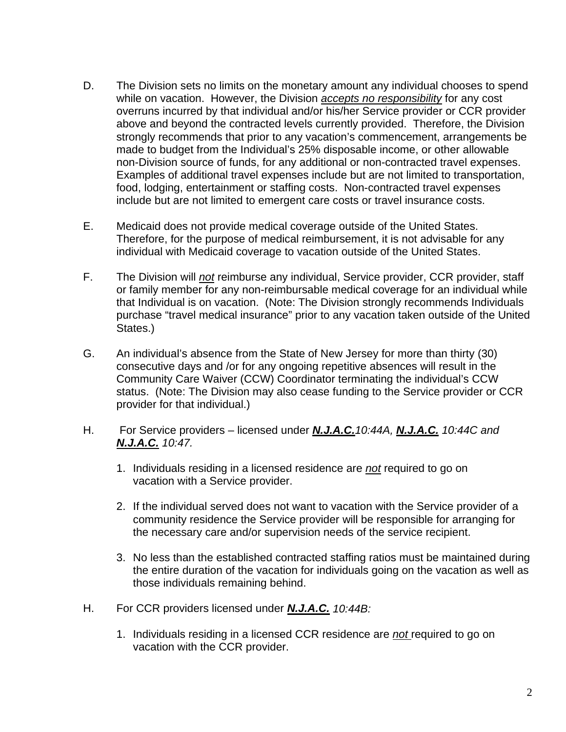D. The Division sets no limits on the monetary amount any individual chooses to spend while on vacation. However, the Division *accepts no responsibility* for any cost overruns incurred by that individual and/or his/her Service provider or CCR provider above and beyond the contracted levels currently provided. Therefore, the Division strongly recommends that prior to any vacation's commencement, arrangements be made to budget from the Individual's 25% disposable income, or other allowable non-Division source of funds, for any additional or non-contracted travel expenses. Examples of additional travel expenses include but are not limited to transportation, food, lodging, entertainment or staffing costs. Non-contracted travel expenses include but are not limited to emergent care costs or travel insurance costs.

E. Medicaid does not provide medical coverage outside of the United States. Therefore, for the purpose of medical reimbursement, it is not advisable for any individual with Medicaid coverage to vacation outside of the United States.

F. The Division will *not* reimburse any individual, Service provider, CCR provider, staff or family member for any non-reimbursable medical coverage for an individual while that Individual is on vacation. (Note: The Division strongly recommends Individuals purchase "travel medical insurance" prior to any vacation taken outside of the United States.)

G. An individual's absence from the State of New Jersey for more than thirty (30) consecutive days and /or for any ongoing repetitive absences will result in the Community Care Waiver (CCW) Coordinator terminating the individual's CCW status. (Note: The Division may also cease funding to the Service provider or CCR provider for that individual.)

H. For Service providers – licensed under ***N.J.A.C.*** *10:44A,* ***N.J.A.C.*** *10:44C and* ***N.J.A.C.*** *10:47.*

1. Individuals residing in a licensed residence are *not* required to go on vacation with a Service provider.

2. If the individual served does not want to vacation with the Service provider of a community residence the Service provider will be responsible for arranging for the necessary care and/or supervision needs of the service recipient.

3. No less than the established contracted staffing ratios must be maintained during the entire duration of the vacation for individuals going on the vacation as well as those individuals remaining behind.

H. For CCR providers licensed under ***N.J.A.C.*** *10:44B:*

1. Individuals residing in a licensed CCR residence are *not* required to go on vacation with the CCR provider.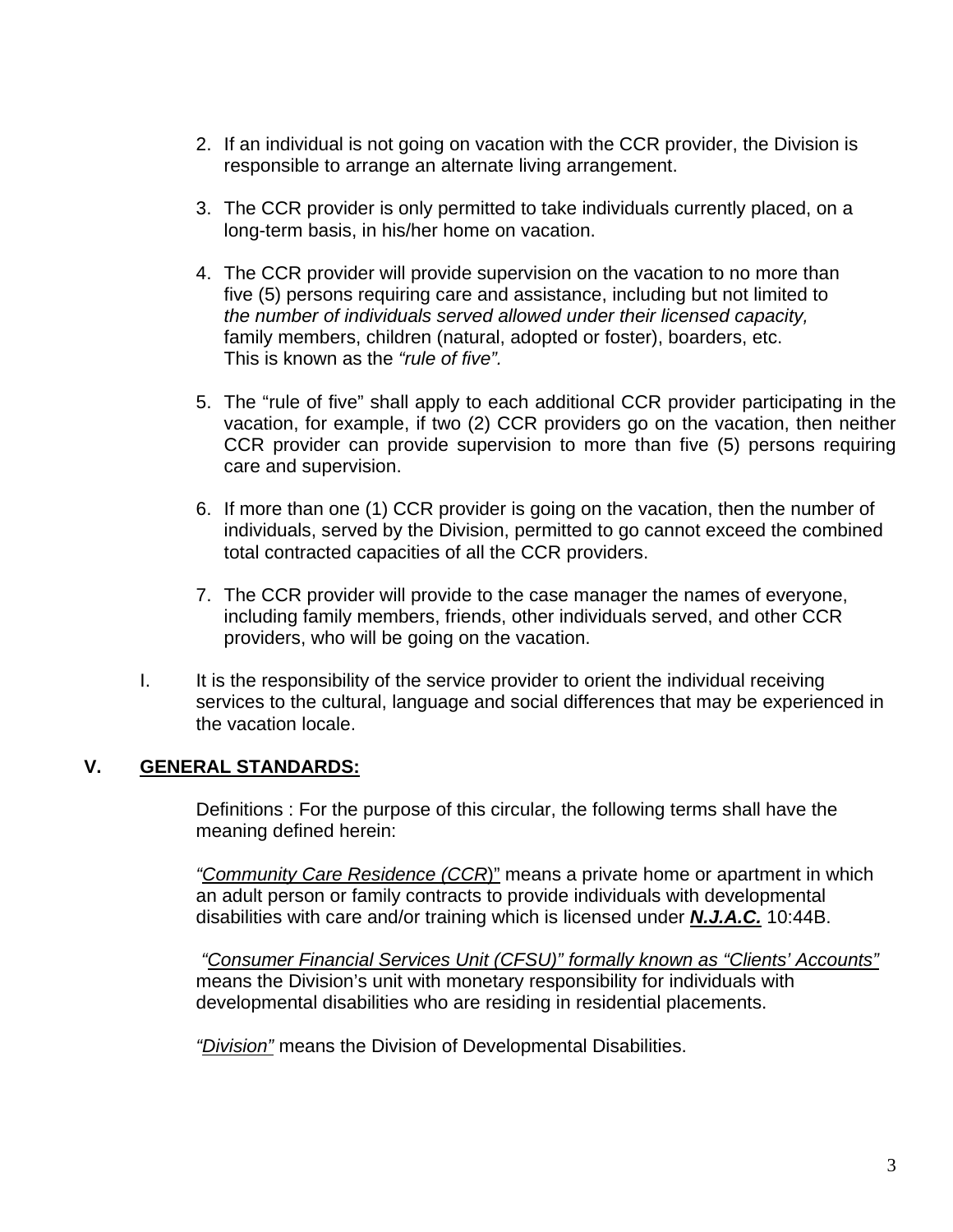2. If an individual is not going on vacation with the CCR provider, the Division is responsible to arrange an alternate living arrangement.

3. The CCR provider is only permitted to take individuals currently placed, on a long-term basis, in his/her home on vacation.

4. The CCR provider will provide supervision on the vacation to no more than five (5) persons requiring care and assistance, including but not limited to *the number of individuals served allowed under their licensed capacity,* family members, children (natural, adopted or foster), boarders, etc. This is known as the *"rule of five".*

5. The "rule of five" shall apply to each additional CCR provider participating in the vacation, for example, if two (2) CCR providers go on the vacation, then neither CCR provider can provide supervision to more than five (5) persons requiring care and supervision.

6. If more than one (1) CCR provider is going on the vacation, then the number of individuals, served by the Division, permitted to go cannot exceed the combined total contracted capacities of all the CCR providers.

7. The CCR provider will provide to the case manager the names of everyone, including family members, friends, other individuals served, and other CCR providers, who will be going on the vacation.

I. It is the responsibility of the service provider to orient the individual receiving services to the cultural, language and social differences that may be experienced in the vacation locale.

## V. GENERAL STANDARDS:

Definitions : For the purpose of this circular, the following terms shall have the meaning defined herein:

*"Community Care Residence (CCR)"* means a private home or apartment in which an adult person or family contracts to provide individuals with developmental disabilities with care and/or training which is licensed under ***N.J.A.C.*** 10:44B.

*"Consumer Financial Services Unit (CFSU)" formally known as "Clients' Accounts"* means the Division's unit with monetary responsibility for individuals with developmental disabilities who are residing in residential placements.

*"Division"* means the Division of Developmental Disabilities.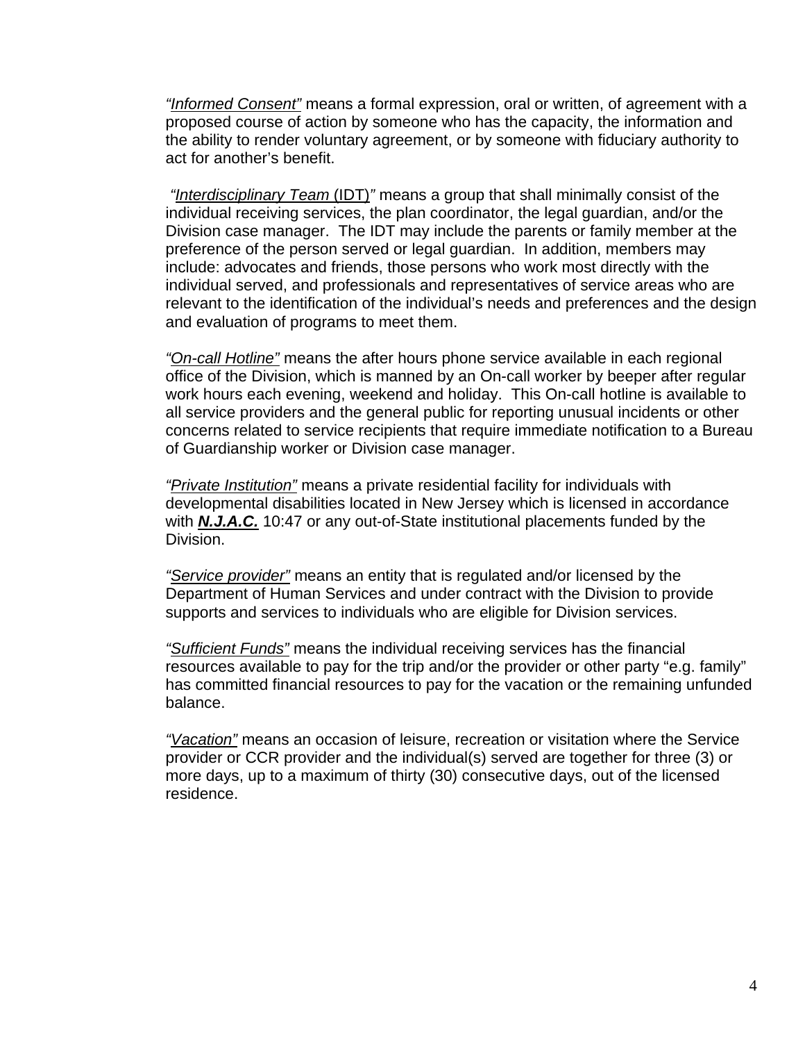*"Informed Consent"* means a formal expression, oral or written, of agreement with a proposed course of action by someone who has the capacity, the information and the ability to render voluntary agreement, or by someone with fiduciary authority to act for another's benefit.

*"Interdisciplinary Team* (IDT)*"* means a group that shall minimally consist of the individual receiving services, the plan coordinator, the legal guardian, and/or the Division case manager. The IDT may include the parents or family member at the preference of the person served or legal guardian. In addition, members may include: advocates and friends, those persons who work most directly with the individual served, and professionals and representatives of service areas who are relevant to the identification of the individual's needs and preferences and the design and evaluation of programs to meet them.

*"On-call Hotline"* means the after hours phone service available in each regional office of the Division, which is manned by an On-call worker by beeper after regular work hours each evening, weekend and holiday. This On-call hotline is available to all service providers and the general public for reporting unusual incidents or other concerns related to service recipients that require immediate notification to a Bureau of Guardianship worker or Division case manager.

*"Private Institution"* means a private residential facility for individuals with developmental disabilities located in New Jersey which is licensed in accordance with ***N.J.A.C.*** 10:47 or any out-of-State institutional placements funded by the Division.

*"Service provider"* means an entity that is regulated and/or licensed by the Department of Human Services and under contract with the Division to provide supports and services to individuals who are eligible for Division services.

*"Sufficient Funds"* means the individual receiving services has the financial resources available to pay for the trip and/or the provider or other party "e.g. family" has committed financial resources to pay for the vacation or the remaining unfunded balance.

*"Vacation"* means an occasion of leisure, recreation or visitation where the Service provider or CCR provider and the individual(s) served are together for three (3) or more days, up to a maximum of thirty (30) consecutive days, out of the licensed residence.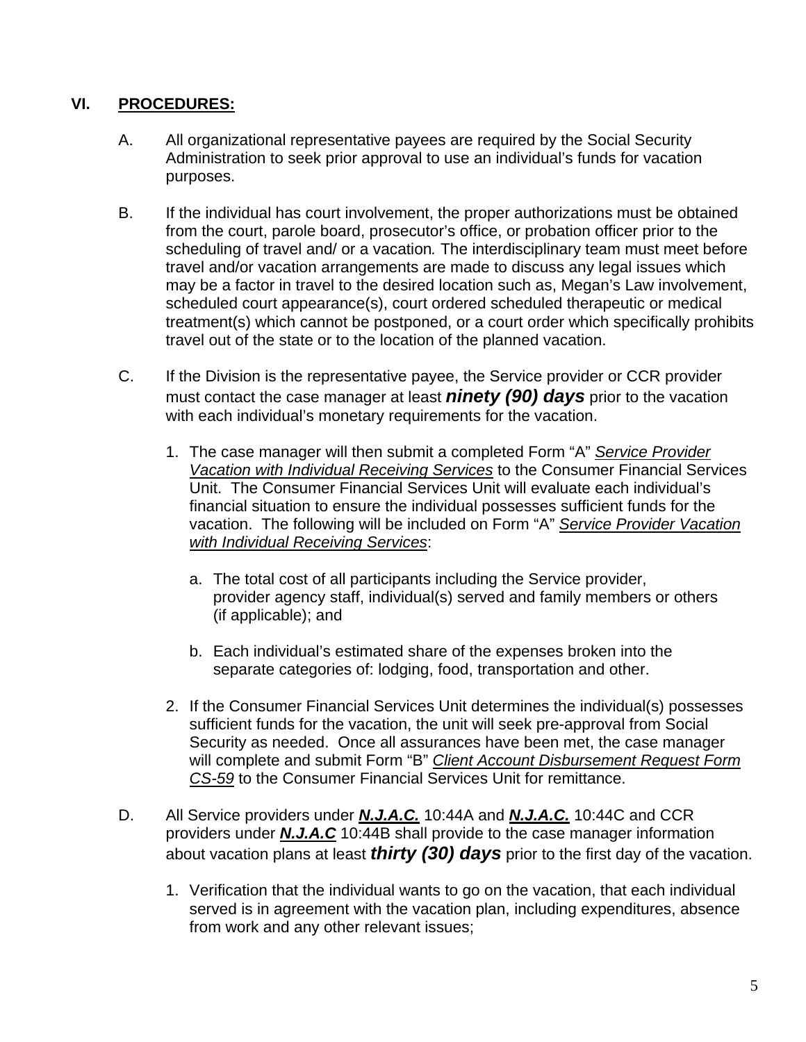## VI. **PROCEDURES:**

A. All organizational representative payees are required by the Social Security Administration to seek prior approval to use an individual's funds for vacation purposes.

B. If the individual has court involvement, the proper authorizations must be obtained from the court, parole board, prosecutor's office, or probation officer prior to the scheduling of travel and/ or a vacation*.* The interdisciplinary team must meet before travel and/or vacation arrangements are made to discuss any legal issues which may be a factor in travel to the desired location such as, Megan's Law involvement, scheduled court appearance(s), court ordered scheduled therapeutic or medical treatment(s) which cannot be postponed, or a court order which specifically prohibits travel out of the state or to the location of the planned vacation.

C. If the Division is the representative payee, the Service provider or CCR provider must contact the case manager at least ***ninety (90) days*** prior to the vacation with each individual's monetary requirements for the vacation.

1. The case manager will then submit a completed Form "A" *Service Provider Vacation with Individual Receiving Services* to the Consumer Financial Services Unit. The Consumer Financial Services Unit will evaluate each individual's financial situation to ensure the individual possesses sufficient funds for the vacation. The following will be included on Form "A" *Service Provider Vacation with Individual Receiving Services*:

    a. The total cost of all participants including the Service provider, provider agency staff, individual(s) served and family members or others (if applicable); and

    b. Each individual's estimated share of the expenses broken into the separate categories of: lodging, food, transportation and other.

2. If the Consumer Financial Services Unit determines the individual(s) possesses sufficient funds for the vacation, the unit will seek pre-approval from Social Security as needed. Once all assurances have been met, the case manager will complete and submit Form "B" *Client Account Disbursement Request Form CS-59* to the Consumer Financial Services Unit for remittance.

D. All Service providers under ***N.J.A.C.*** 10:44A and ***N.J.A.C.*** 10:44C and CCR providers under ***N.J.A.C*** 10:44B shall provide to the case manager information about vacation plans at least ***thirty (30) days*** prior to the first day of the vacation.

1. Verification that the individual wants to go on the vacation, that each individual served is in agreement with the vacation plan, including expenditures, absence from work and any other relevant issues;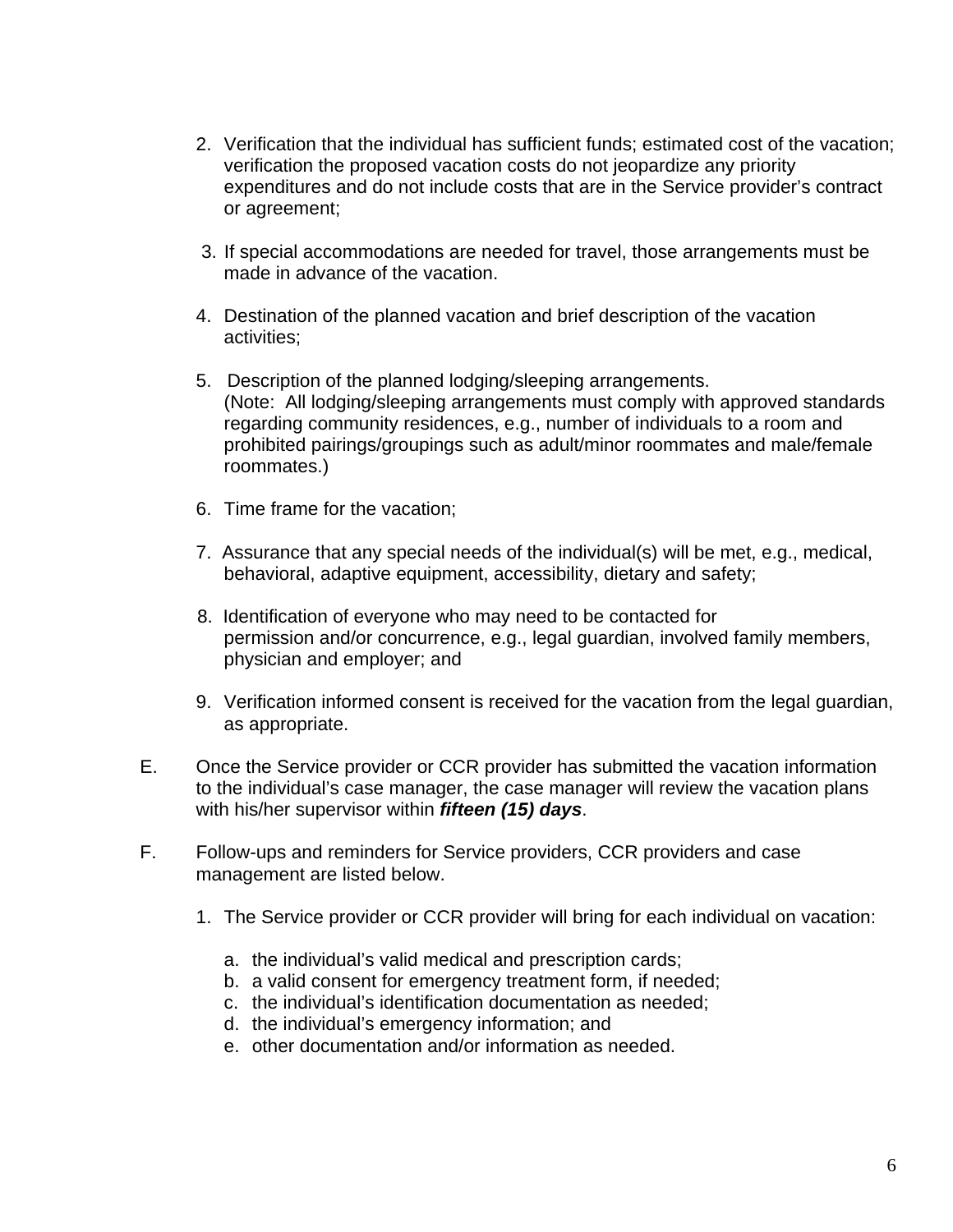2. Verification that the individual has sufficient funds; estimated cost of the vacation; verification the proposed vacation costs do not jeopardize any priority expenditures and do not include costs that are in the Service provider's contract or agreement;

3. If special accommodations are needed for travel, those arrangements must be made in advance of the vacation.

4. Destination of the planned vacation and brief description of the vacation activities;

5. Description of the planned lodging/sleeping arrangements.
   (Note: All lodging/sleeping arrangements must comply with approved standards regarding community residences, e.g., number of individuals to a room and prohibited pairings/groupings such as adult/minor roommates and male/female roommates.)

6. Time frame for the vacation;

7. Assurance that any special needs of the individual(s) will be met, e.g., medical, behavioral, adaptive equipment, accessibility, dietary and safety;

8. Identification of everyone who may need to be contacted for permission and/or concurrence, e.g., legal guardian, involved family members, physician and employer; and

9. Verification informed consent is received for the vacation from the legal guardian, as appropriate.

E. Once the Service provider or CCR provider has submitted the vacation information to the individual's case manager, the case manager will review the vacation plans with his/her supervisor within ***fifteen (15) days***.

F. Follow-ups and reminders for Service providers, CCR providers and case management are listed below.

   1. The Service provider or CCR provider will bring for each individual on vacation:

      a. the individual's valid medical and prescription cards;
      b. a valid consent for emergency treatment form, if needed;
      c. the individual's identification documentation as needed;
      d. the individual's emergency information; and
      e. other documentation and/or information as needed.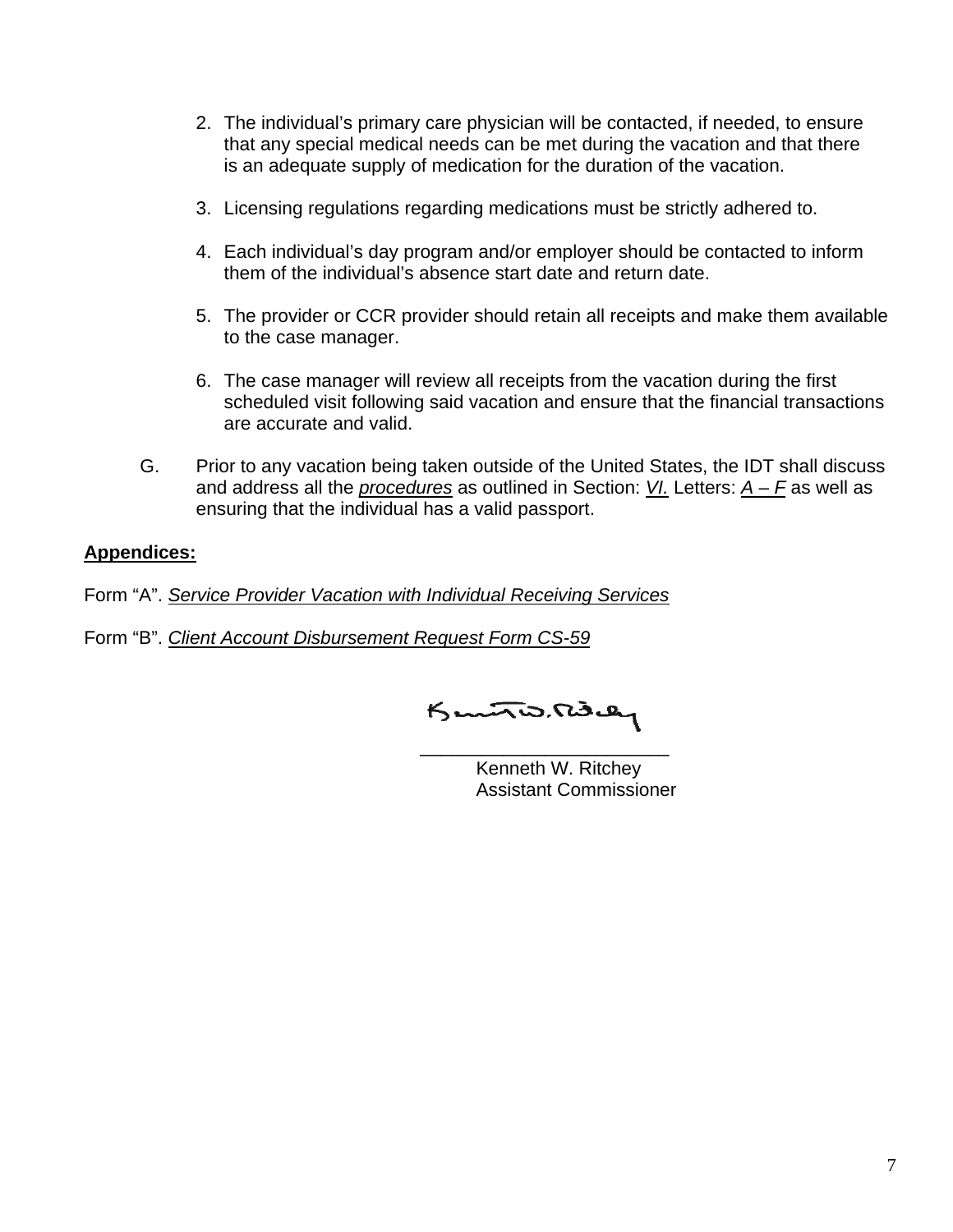2. The individual's primary care physician will be contacted, if needed, to ensure that any special medical needs can be met during the vacation and that there is an adequate supply of medication for the duration of the vacation.

3. Licensing regulations regarding medications must be strictly adhered to.

4. Each individual's day program and/or employer should be contacted to inform them of the individual's absence start date and return date.

5. The provider or CCR provider should retain all receipts and make them available to the case manager.

6. The case manager will review all receipts from the vacation during the first scheduled visit following said vacation and ensure that the financial transactions are accurate and valid.

G. Prior to any vacation being taken outside of the United States, the IDT shall discuss and address all the ***procedures*** as outlined in Section: *VI.* Letters: *A – F* as well as ensuring that the individual has a valid passport.

**Appendices:**

Form "A". *Service Provider Vacation with Individual Receiving Services*

Form "B". *Client Account Disbursement Request Form CS-59*

\_\_\_\_\_\_\_\_\_\_\_\_\_\_\_\_\_\_\_\_\_\_\_\_\_\_
Kenneth W. Ritchey
Assistant Commissioner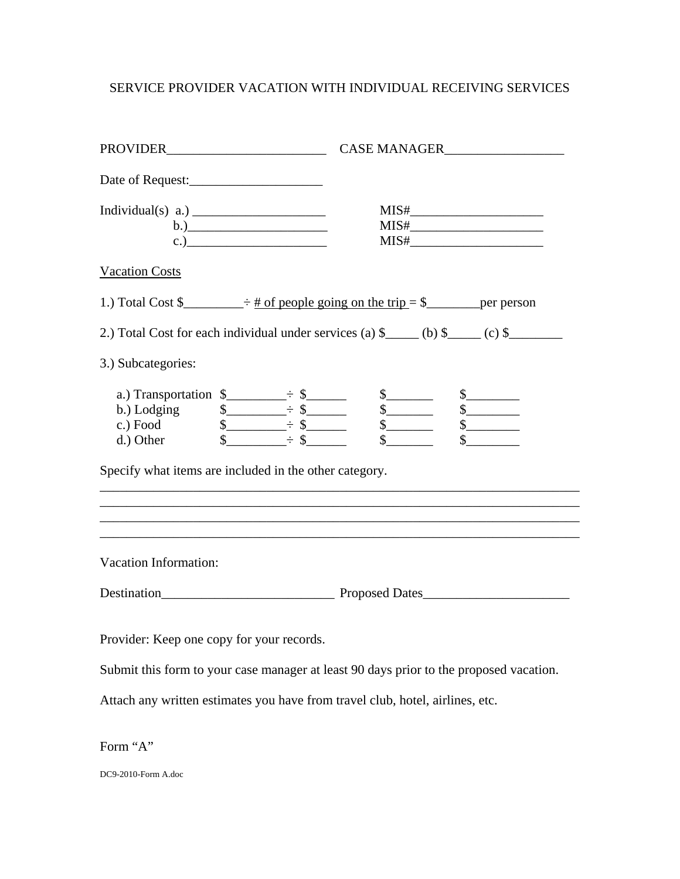# SERVICE PROVIDER VACATION WITH INDIVIDUAL RECEIVING SERVICES

PROVIDER________________________ CASE MANAGER__________________

Date of Request:____________________

Individual(s) a.) ____________________ MIS#____________________

b.)_____________________ MIS#____________________

c.)_____________________ MIS#____________________

Vacation Costs

1.) Total Cost $_________ ÷ # of people going on the trip = $________per person

2.) Total Cost for each individual under services (a) $_____ (b) $_____ (c) $________

3.) Subcategories:

| | | | | |
|---|---|---|---|---|
| a.) Transportation | $_________ ÷ | $______ | $_______ | $________ |
| b.) Lodging | $_________ ÷ | $______ | $_______ | $________ |
| c.) Food | $_________ ÷ | $______ | $_______ | $________ |
| d.) Other | $_________ ÷ | $______ | $_______ | $________ |

Specify what items are included in the other category.

__________________________________________________________________________
__________________________________________________________________________
__________________________________________________________________________
__________________________________________________________________________

Vacation Information:

Destination__________________________ Proposed Dates______________________

Provider: Keep one copy for your records.

Submit this form to your case manager at least 90 days prior to the proposed vacation.

Attach any written estimates you have from travel club, hotel, airlines, etc.

Form "A"

DC9-2010-Form A.doc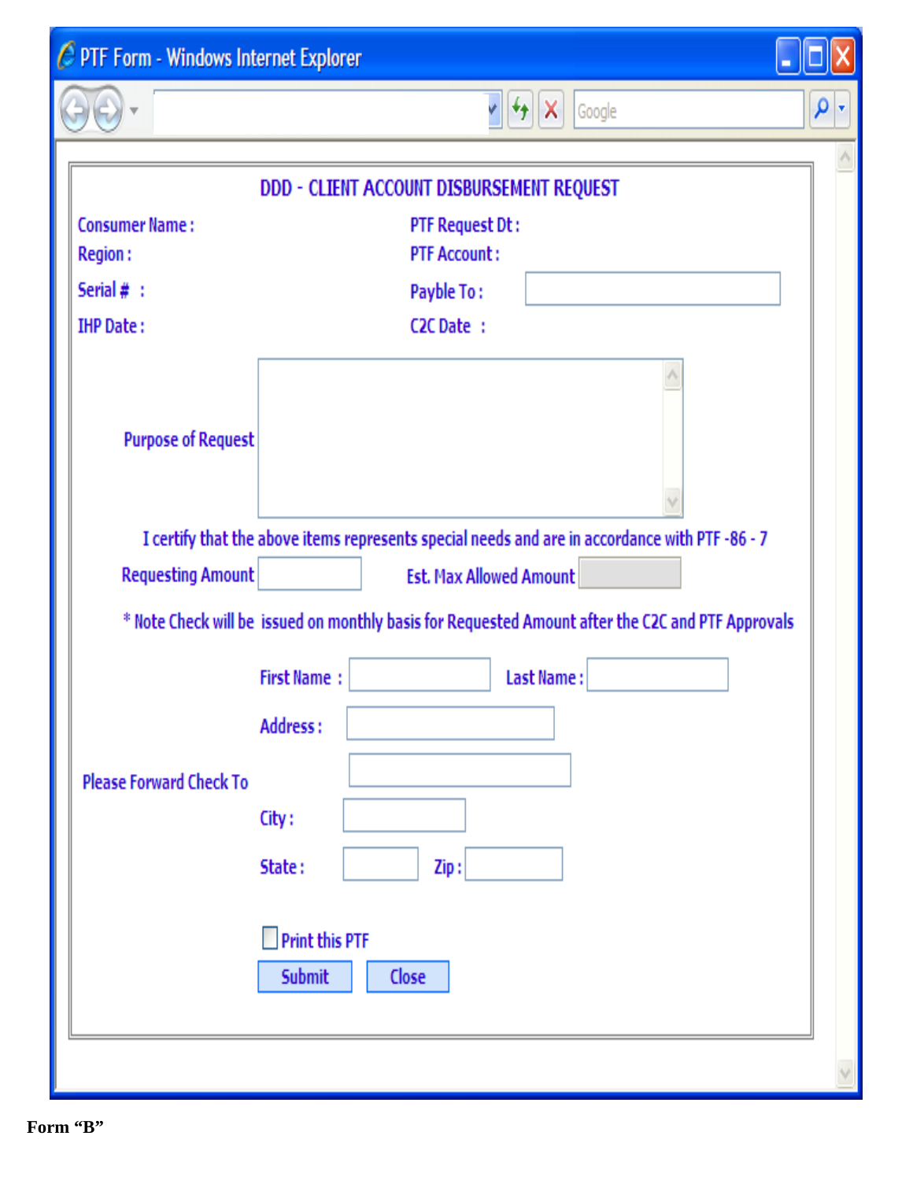PTF Form - Windows Internet Explorer

Google

## DDD - CLIENT ACCOUNT DISBURSEMENT REQUEST

Consumer Name :

PTF Request Dt :

Region :

PTF Account :

Serial # :

Payble To :

IHP Date :

C2C Date :

Purpose of Request

I certify that the above items represents special needs and are in accordance with PTF -86 - 7

Requesting Amount

Est. Max Allowed Amount

\* Note Check will be issued on monthly basis for Requested Amount after the C2C and PTF Approvals

Please Forward Check To

First Name :

Last Name :

Address :

City :

State :

Zip :

Print this PTF

Submit

Close

**Form "B"**